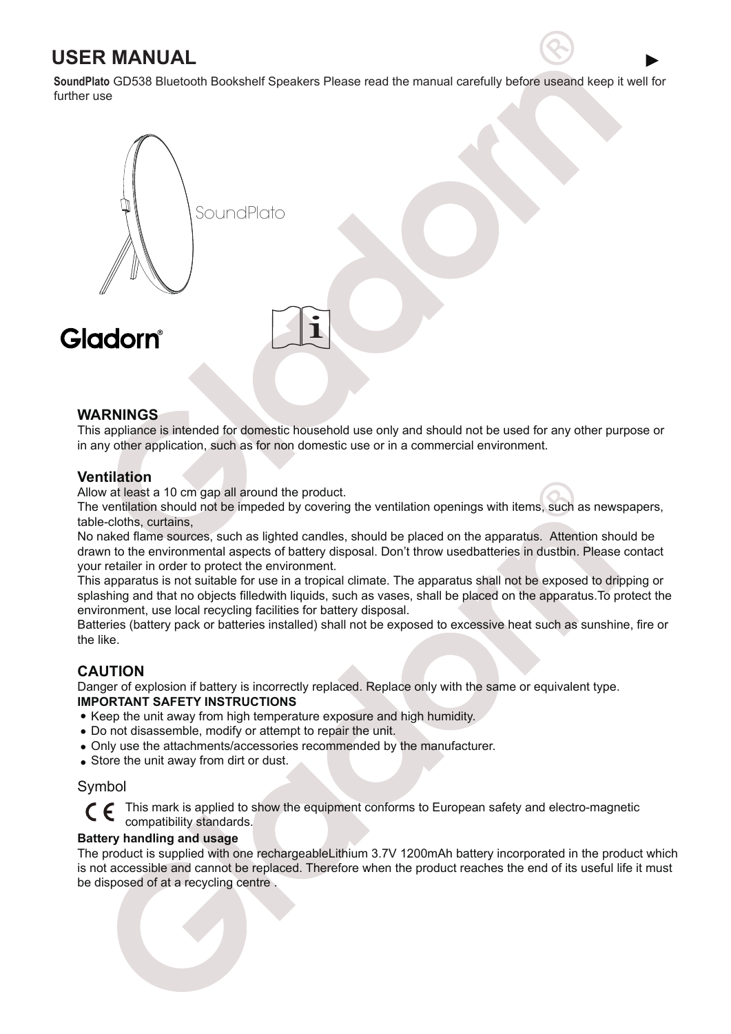# USER MANUAL

**SoundPlato** GD538 Bluetooth Bookshelf Speakers Please read the manual carefully before useand keep it well for further use

SoundPlato

Gladorn®

## WARNINGS

This appliance is intended for domestic household use only and should not be used for any other purpose or in any other application, such as for non domestic use or in a commercial environment.

## Ventilation

Allow at least a 10 cm gap all around the product.
The ventilation should not be impeded by covering the ventilation openings with items, such as newspapers, table-cloths, curtains,
No naked flame sources, such as lighted candles, should be placed on the apparatus. Attention should be drawn to the environmental aspects of battery disposal. Don't throw usedbatteries in dustbin. Please contact your retailer in order to protect the environment.
This apparatus is not suitable for use in a tropical climate. The apparatus shall not be exposed to dripping or splashing and that no objects filledwith liquids, such as vases, shall be placed on the apparatus.To protect the environment, use local recycling facilities for battery disposal.
Batteries (battery pack or batteries installed) shall not be exposed to excessive heat such as sunshine, fire or the like.

## CAUTION

Danger of explosion if battery is incorrectly replaced. Replace only with the same or equivalent type.

**IMPORTANT SAFETY INSTRUCTIONS**

- Keep the unit away from high temperature exposure and high humidity.
- Do not disassemble, modify or attempt to repair the unit.
- Only use the attachments/accessories recommended by the manufacturer.
- Store the unit away from dirt or dust.

Symbol

CE This mark is applied to show the equipment conforms to European safety and electro-magnetic compatibility standards.

**Battery handling and usage**

The product is supplied with one rechargeableLithium 3.7V 1200mAh battery incorporated in the product which is not accessible and cannot be replaced. Therefore when the product reaches the end of its useful life it must be disposed of at a recycling centre .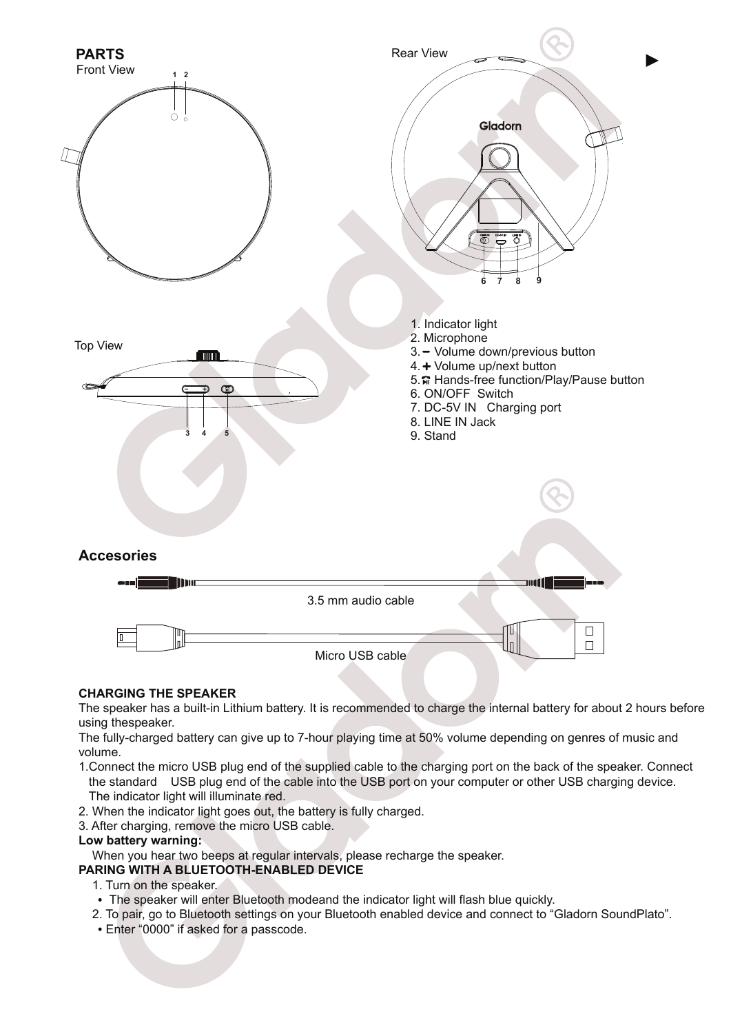## PARTS

Front View

Rear View

Top View

1. Indicator light
2. Microphone
3. − Volume down/previous button
4. + Volume up/next button
5. Hands-free function/Play/Pause button
6. ON/OFF Switch
7. DC-5V IN Charging port
8. LINE IN Jack
9. Stand

## Accesories

3.5 mm audio cable

Micro USB cable

**CHARGING THE SPEAKER**

The speaker has a built-in Lithium battery. It is recommended to charge the internal battery for about 2 hours before using thespeaker.

The fully-charged battery can give up to 7-hour playing time at 50% volume depending on genres of music and volume.

1. Connect the micro USB plug end of the supplied cable to the charging port on the back of the speaker. Connect the standard USB plug end of the cable into the USB port on your computer or other USB charging device. The indicator light will illuminate red.
2. When the indicator light goes out, the battery is fully charged.
3. After charging, remove the micro USB cable.

**Low battery warning:**

When you hear two beeps at regular intervals, please recharge the speaker.

**PARING WITH A BLUETOOTH-ENABLED DEVICE**

1. Turn on the speaker.
   - The speaker will enter Bluetooth modeand the indicator light will flash blue quickly.
2. To pair, go to Bluetooth settings on your Bluetooth enabled device and connect to “Gladorn SoundPlato”.
   - Enter “0000” if asked for a passcode.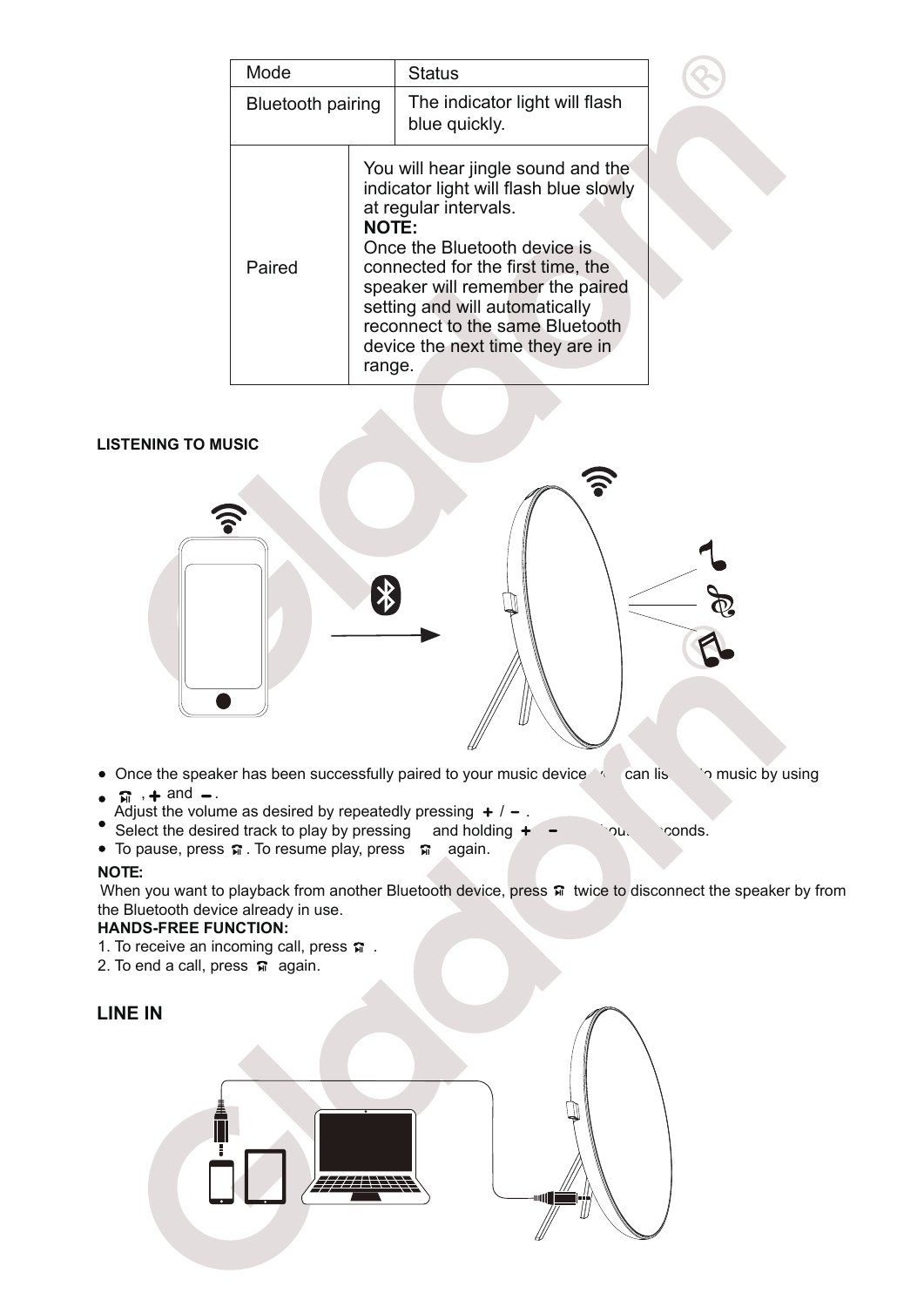| Mode | Status |
| --- | --- |
| Bluetooth pairing | The indicator light will flash blue quickly. |
| Paired | You will hear jingle sound and the indicator light will flash blue slowly at regular intervals. **NOTE:** Once the Bluetooth device is connected for the first time, the speaker will remember the paired setting and will automatically reconnect to the same Bluetooth device the next time they are in range. |

**LISTENING TO MUSIC**

- Once the speaker has been successfully paired to your music device, you can listen to music by using ⏯, + and −.
- Adjust the volume as desired by repeatedly pressing + / −.
- Select the desired track to play by pressing and holding + / − for about 2 seconds.
- To pause, press ⏯. To resume play, press ⏯ again.

**NOTE:**

When you want to playback from another Bluetooth device, press ⏯ twice to disconnect the speaker by from the Bluetooth device already in use.

**HANDS-FREE FUNCTION:**

1. To receive an incoming call, press ⏯ .
2. To end a call, press ⏯ again.

**LINE IN**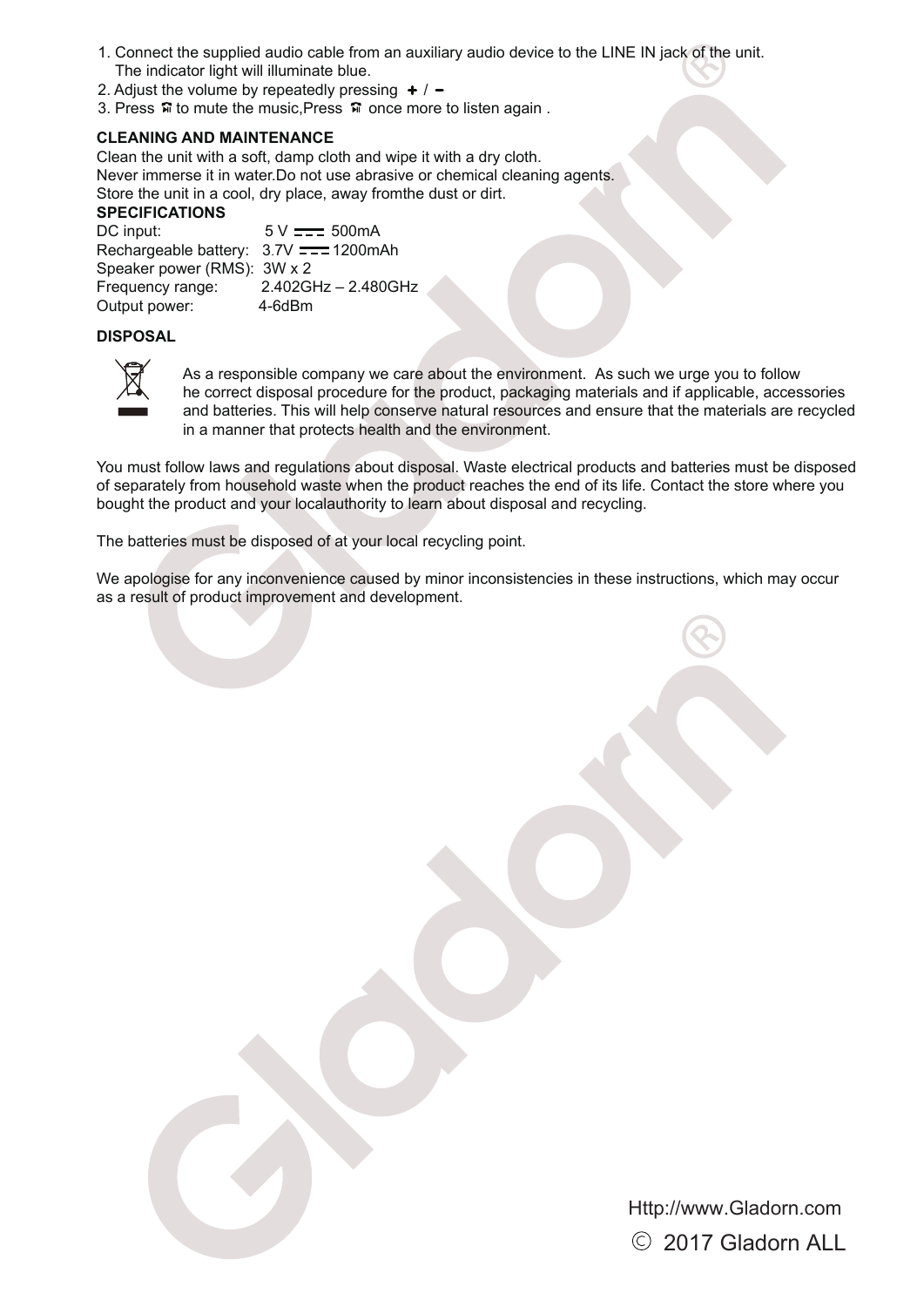1. Connect the supplied audio cable from an auxiliary audio device to the LINE IN jack of the unit. The indicator light will illuminate blue.
2. Adjust the volume by repeatedly pressing + / –
3. Press ⏻ to mute the music,Press ⏻ once more to listen again .

**CLEANING AND MAINTENANCE**

Clean the unit with a soft, damp cloth and wipe it with a dry cloth.
Never immerse it in water.Do not use abrasive or chemical cleaning agents.
Store the unit in a cool, dry place, away fromthe dust or dirt.

**SPECIFICATIONS**

| | |
|---|---|
| DC input: | 5 V ⎓ 500mA |
| Rechargeable battery: | 3.7V ⎓ 1200mAh |
| Speaker power (RMS): | 3W x 2 |
| Frequency range: | 2.402GHz – 2.480GHz |
| Output power: | 4-6dBm |

**DISPOSAL**

As a responsible company we care about the environment. As such we urge you to follow he correct disposal procedure for the product, packaging materials and if applicable, accessories and batteries. This will help conserve natural resources and ensure that the materials are recycled in a manner that protects health and the environment.

You must follow laws and regulations about disposal. Waste electrical products and batteries must be disposed of separately from household waste when the product reaches the end of its life. Contact the store where you bought the product and your localauthority to learn about disposal and recycling.

The batteries must be disposed of at your local recycling point.

We apologise for any inconvenience caused by minor inconsistencies in these instructions, which may occur as a result of product improvement and development.

Http://www.Gladorn.com

© 2017 Gladorn ALL